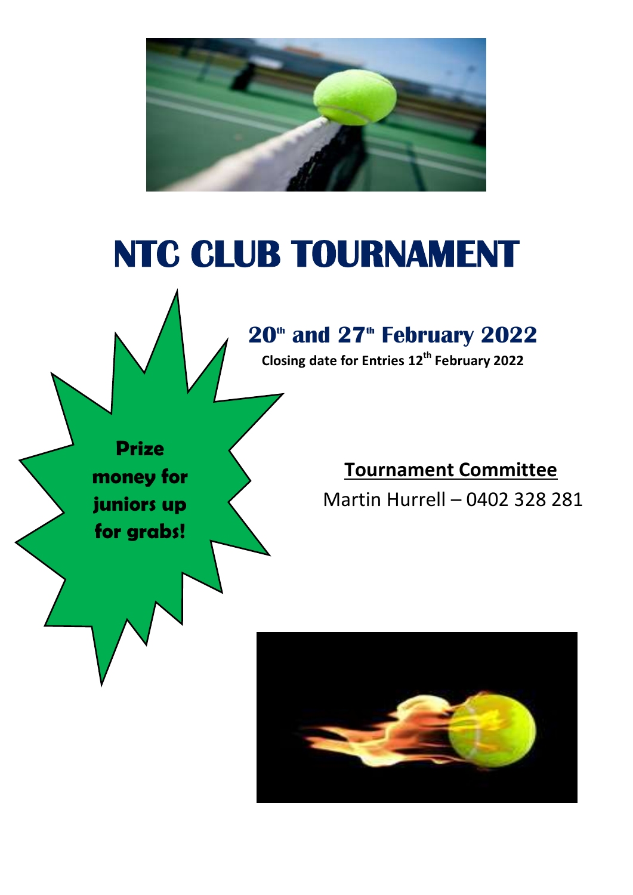# NTC CLUB TOURNAMENT

## 20th and 27th February 2022

**Closing date for Entries 12th February 2022**

**Prize money for juniors up for grabs!**

**Tournament Committee**

Martin Hurrell – 0402 328 281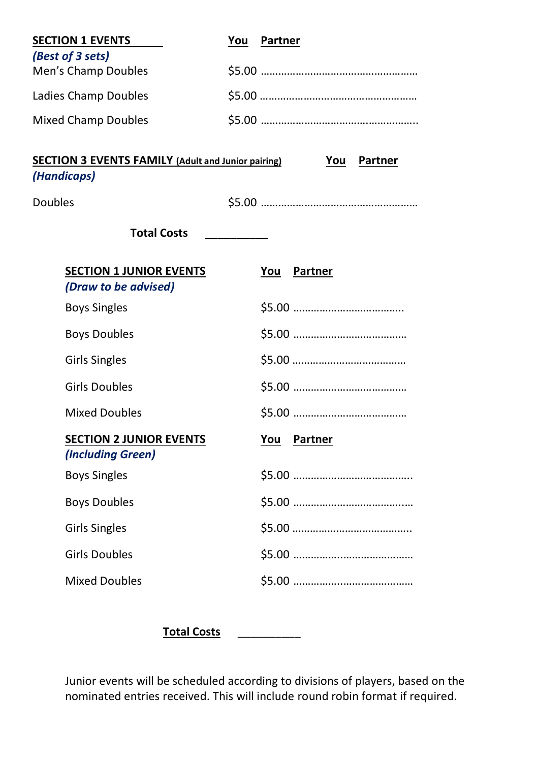| **SECTION 1 EVENTS** | **You** | **Partner** |
|---|---|---|
| ***(Best of 3 sets)*** | | |
| Men's Champ Doubles | $5.00 | …………………………………………… |
| Ladies Champ Doubles | $5.00 | …………………………………………… |
| Mixed Champ Doubles | $5.00 | …………………………………………… |

| **SECTION 3 EVENTS FAMILY (Adult and Junior pairing)** | **You** | **Partner** |
|---|---|---|
| ***(Handicaps)*** | | |
| Doubles | $5.00 | …………………………………………… |

**Total Costs** __________

| **SECTION 1 JUNIOR EVENTS** | **You** | **Partner** |
|---|---|---|
| ***(Draw to be advised)*** | | |
| Boys Singles | $5.00 | ……………………………….. |
| Boys Doubles | $5.00 | ………………………………… |
| Girls Singles | $5.00 | ………………………………… |
| Girls Doubles | $5.00 | ………………………………… |
| Mixed Doubles | $5.00 | ………………………………… |

| **SECTION 2 JUNIOR EVENTS** | **You** | **Partner** |
|---|---|---|
| ***(Including Green)*** | | |
| Boys Singles | $5.00 | ………………………………….. |
| Boys Doubles | $5.00 | …………………………………… |
| Girls Singles | $5.00 | ………………………………….. |
| Girls Doubles | $5.00 | …………………………………… |
| Mixed Doubles | $5.00 | …………………………………… |

**Total Costs** __________

Junior events will be scheduled according to divisions of players, based on the nominated entries received. This will include round robin format if required.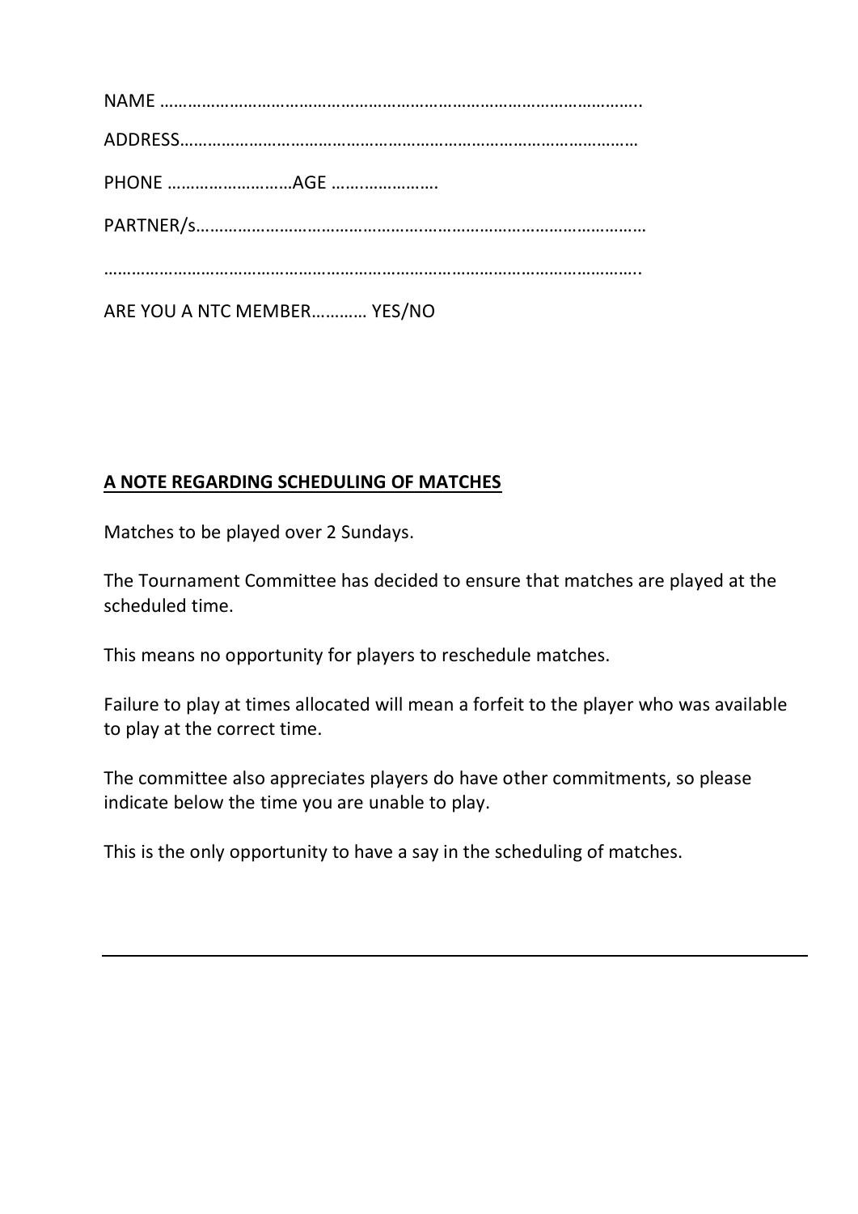NAME ……………………………………………………………………………………………..

ADDRESS……………………………………………………………………………………

PHONE ………………………AGE ………………….

PARTNER/s……………………………………………………………………………………

……………………………………………………………………………………………………..

ARE YOU A NTC MEMBER………… YES/NO

**A NOTE REGARDING SCHEDULING OF MATCHES**

Matches to be played over 2 Sundays.

The Tournament Committee has decided to ensure that matches are played at the scheduled time.

This means no opportunity for players to reschedule matches.

Failure to play at times allocated will mean a forfeit to the player who was available to play at the correct time.

The committee also appreciates players do have other commitments, so please indicate below the time you are unable to play.

This is the only opportunity to have a say in the scheduling of matches.

---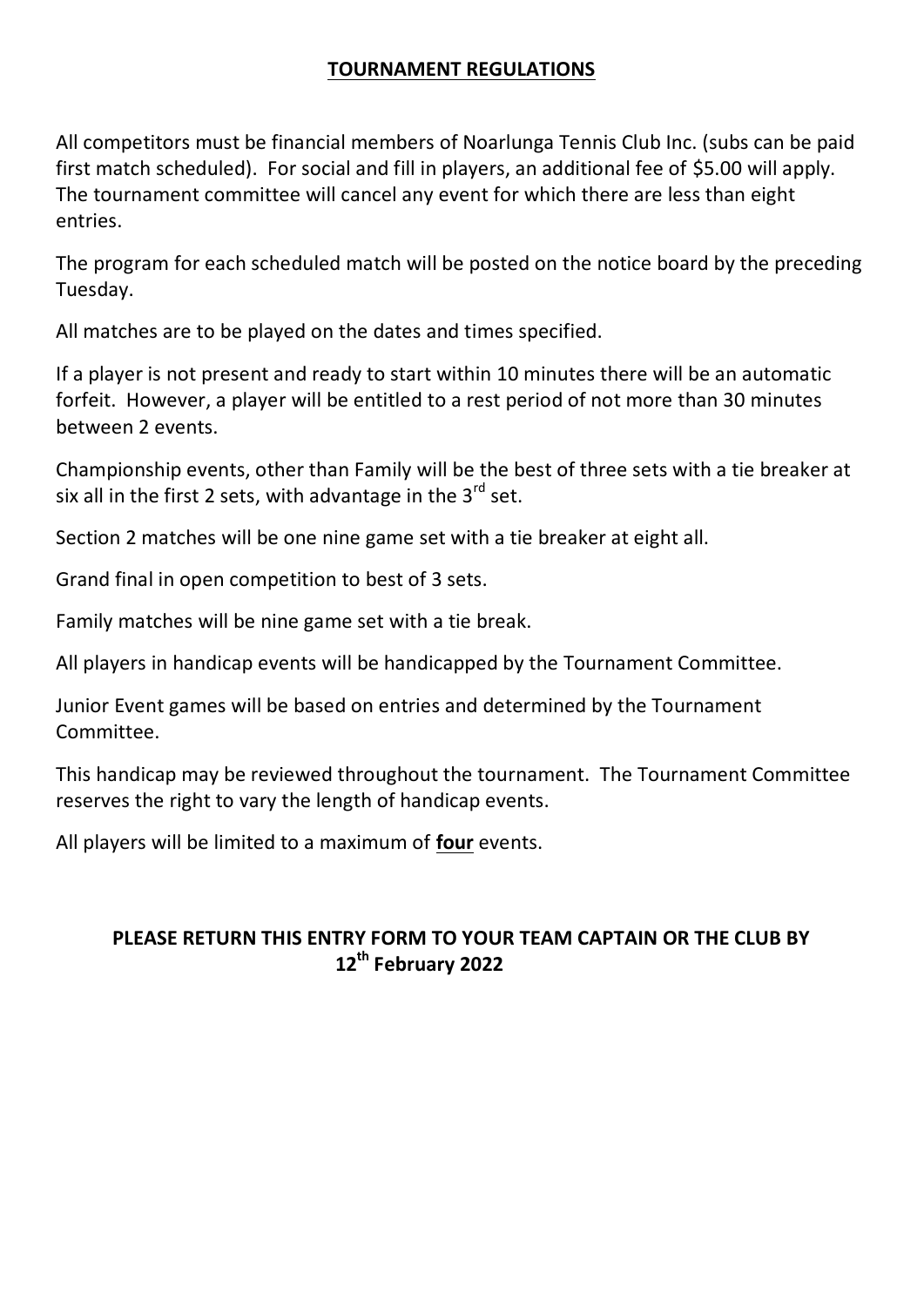## **TOURNAMENT REGULATIONS**

All competitors must be financial members of Noarlunga Tennis Club Inc. (subs can be paid first match scheduled). For social and fill in players, an additional fee of $5.00 will apply. The tournament committee will cancel any event for which there are less than eight entries.

The program for each scheduled match will be posted on the notice board by the preceding Tuesday.

All matches are to be played on the dates and times specified.

If a player is not present and ready to start within 10 minutes there will be an automatic forfeit. However, a player will be entitled to a rest period of not more than 30 minutes between 2 events.

Championship events, other than Family will be the best of three sets with a tie breaker at six all in the first 2 sets, with advantage in the 3rd set.

Section 2 matches will be one nine game set with a tie breaker at eight all.

Grand final in open competition to best of 3 sets.

Family matches will be nine game set with a tie break.

All players in handicap events will be handicapped by the Tournament Committee.

Junior Event games will be based on entries and determined by the Tournament Committee.

This handicap may be reviewed throughout the tournament. The Tournament Committee reserves the right to vary the length of handicap events.

All players will be limited to a maximum of **four** events.

**PLEASE RETURN THIS ENTRY FORM TO YOUR TEAM CAPTAIN OR THE CLUB BY 12th February 2022**